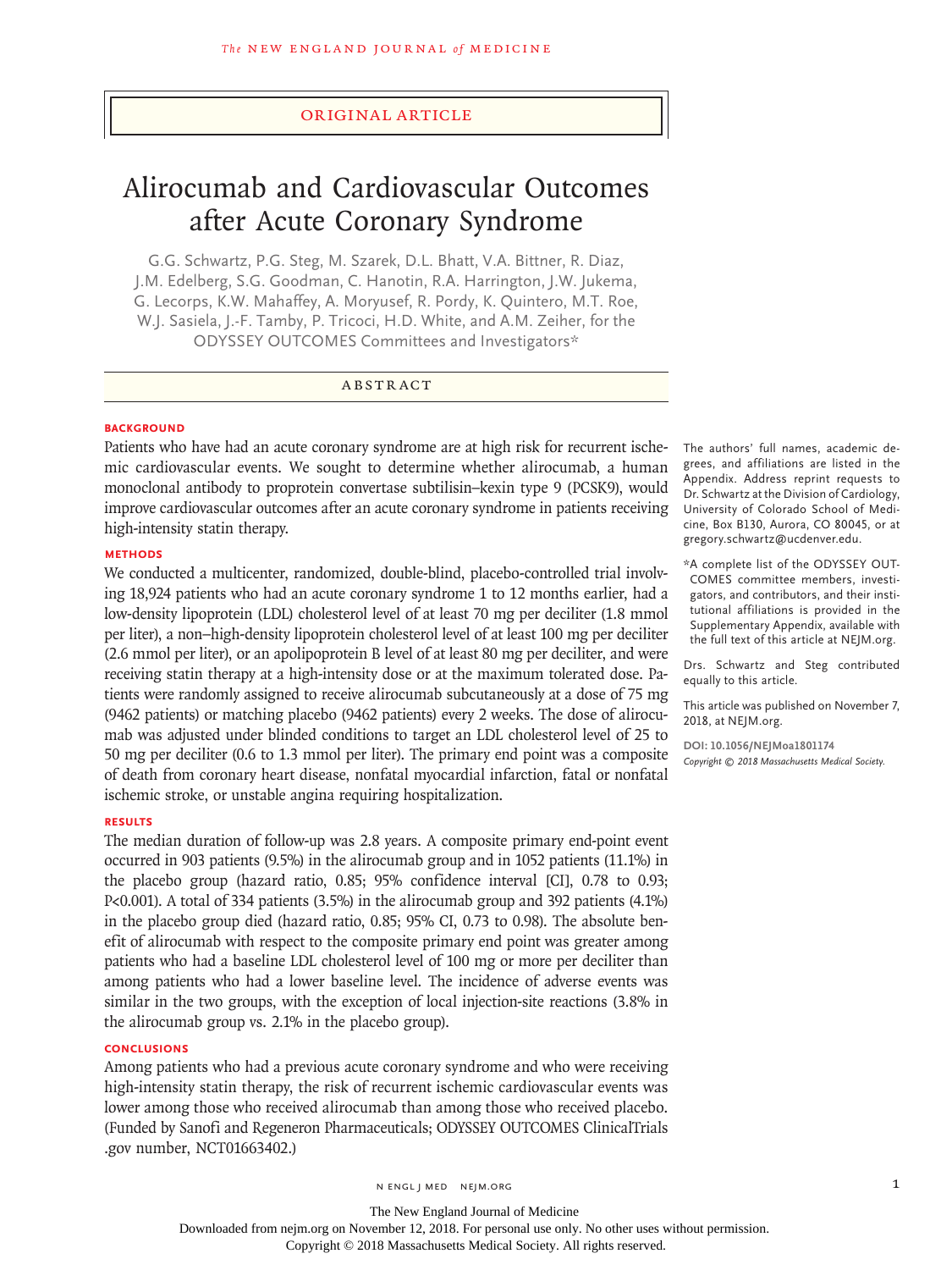ORIGINAL ARTICLE

# Alirocumab and Cardiovascular Outcomes after Acute Coronary Syndrome

G.G. Schwartz, P.G. Steg, M. Szarek, D.L. Bhatt, V.A. Bittner, R. Diaz, J.M. Edelberg, S.G. Goodman, C. Hanotin, R.A. Harrington, J.W. Jukema, G. Lecorps, K.W. Mahaffey, A. Moryusef, R. Pordy, K. Quintero, M.T. Roe, W.J. Sasiela, J.-F. Tamby, P. Tricoci, H.D. White, and A.M. Zeiher, for the ODYSSEY OUTCOMES Committees and Investigators*

## ABSTRACT

### BACKGROUND

Patients who have had an acute coronary syndrome are at high risk for recurrent ischemic cardiovascular events. We sought to determine whether alirocumab, a human monoclonal antibody to proprotein convertase subtilisin–kexin type 9 (PCSK9), would improve cardiovascular outcomes after an acute coronary syndrome in patients receiving high-intensity statin therapy.

### METHODS

We conducted a multicenter, randomized, double-blind, placebo-controlled trial involving 18,924 patients who had an acute coronary syndrome 1 to 12 months earlier, had a low-density lipoprotein (LDL) cholesterol level of at least 70 mg per deciliter (1.8 mmol per liter), a non–high-density lipoprotein cholesterol level of at least 100 mg per deciliter (2.6 mmol per liter), or an apolipoprotein B level of at least 80 mg per deciliter, and were receiving statin therapy at a high-intensity dose or at the maximum tolerated dose. Patients were randomly assigned to receive alirocumab subcutaneously at a dose of 75 mg (9462 patients) or matching placebo (9462 patients) every 2 weeks. The dose of alirocumab was adjusted under blinded conditions to target an LDL cholesterol level of 25 to 50 mg per deciliter (0.6 to 1.3 mmol per liter). The primary end point was a composite of death from coronary heart disease, nonfatal myocardial infarction, fatal or nonfatal ischemic stroke, or unstable angina requiring hospitalization.

### RESULTS

The median duration of follow-up was 2.8 years. A composite primary end-point event occurred in 903 patients (9.5%) in the alirocumab group and in 1052 patients (11.1%) in the placebo group (hazard ratio, 0.85; 95% confidence interval [CI], 0.78 to 0.93; $P<0.001$). A total of 334 patients (3.5%) in the alirocumab group and 392 patients (4.1%) in the placebo group died (hazard ratio, 0.85; 95% CI, 0.73 to 0.98). The absolute benefit of alirocumab with respect to the composite primary end point was greater among patients who had a baseline LDL cholesterol level of 100 mg or more per deciliter than among patients who had a lower baseline level. The incidence of adverse events was similar in the two groups, with the exception of local injection-site reactions (3.8% in the alirocumab group vs. 2.1% in the placebo group).

### CONCLUSIONS

Among patients who had a previous acute coronary syndrome and who were receiving high-intensity statin therapy, the risk of recurrent ischemic cardiovascular events was lower among those who received alirocumab than among those who received placebo. (Funded by Sanofi and Regeneron Pharmaceuticals; ODYSSEY OUTCOMES ClinicalTrials.gov number, NCT01663402.)

The authors' full names, academic degrees, and affiliations are listed in the Appendix. Address reprint requests to Dr. Schwartz at the Division of Cardiology, University of Colorado School of Medicine, Box B130, Aurora, CO 80045, or at gregory.schwartz@ucdenver.edu.

*A complete list of the ODYSSEY OUTCOMES committee members, investigators, and contributors, and their institutional affiliations is provided in the Supplementary Appendix, available with the full text of this article at NEJM.org.

Drs. Schwartz and Steg contributed equally to this article.

This article was published on November 7, 2018, at NEJM.org.

DOI: 10.1056/NEJMoa1801174

*Copyright © 2018 Massachusetts Medical Society.*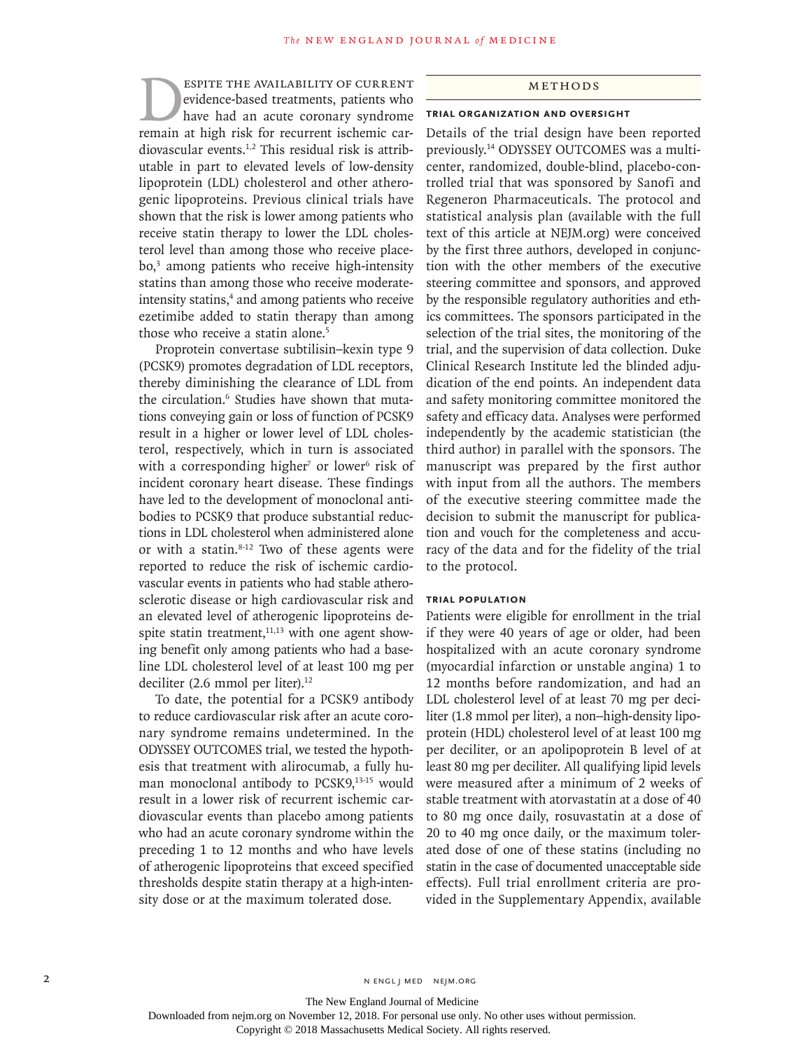Despite the availability of current evidence-based treatments, patients who have had an acute coronary syndrome remain at high risk for recurrent ischemic cardiovascular events.[1,2] This residual risk is attributable in part to elevated levels of low-density lipoprotein (LDL) cholesterol and other atherogenic lipoproteins. Previous clinical trials have shown that the risk is lower among patients who receive statin therapy to lower the LDL cholesterol level than among those who receive placebo,[3] among patients who receive high-intensity statins than among those who receive moderate-intensity statins,[4] and among patients who receive ezetimibe added to statin therapy than among those who receive a statin alone.[5]

Proprotein convertase subtilisin–kexin type 9 (PCSK9) promotes degradation of LDL receptors, thereby diminishing the clearance of LDL from the circulation.[6] Studies have shown that mutations conveying gain or loss of function of PCSK9 result in a higher or lower level of LDL cholesterol, respectively, which in turn is associated with a corresponding higher[7] or lower[6] risk of incident coronary heart disease. These findings have led to the development of monoclonal antibodies to PCSK9 that produce substantial reductions in LDL cholesterol when administered alone or with a statin.[8-12] Two of these agents were reported to reduce the risk of ischemic cardiovascular events in patients who had stable atherosclerotic disease or high cardiovascular risk and an elevated level of atherogenic lipoproteins despite statin treatment,[11,13] with one agent showing benefit only among patients who had a baseline LDL cholesterol level of at least 100 mg per deciliter (2.6 mmol per liter).[12]

To date, the potential for a PCSK9 antibody to reduce cardiovascular risk after an acute coronary syndrome remains undetermined. In the ODYSSEY OUTCOMES trial, we tested the hypothesis that treatment with alirocumab, a fully human monoclonal antibody to PCSK9,[13-15] would result in a lower risk of recurrent ischemic cardiovascular events than placebo among patients who had an acute coronary syndrome within the preceding 1 to 12 months and who have levels of atherogenic lipoproteins that exceed specified thresholds despite statin therapy at a high-intensity dose or at the maximum tolerated dose.

## Methods

### Trial Organization and Oversight

Details of the trial design have been reported previously.[14] ODYSSEY OUTCOMES was a multicenter, randomized, double-blind, placebo-controlled trial that was sponsored by Sanofi and Regeneron Pharmaceuticals. The protocol and statistical analysis plan (available with the full text of this article at NEJM.org) were conceived by the first three authors, developed in conjunction with the other members of the executive steering committee and sponsors, and approved by the responsible regulatory authorities and ethics committees. The sponsors participated in the selection of the trial sites, the monitoring of the trial, and the supervision of data collection. Duke Clinical Research Institute led the blinded adjudication of the end points. An independent data and safety monitoring committee monitored the safety and efficacy data. Analyses were performed independently by the academic statistician (the third author) in parallel with the sponsors. The manuscript was prepared by the first author with input from all the authors. The members of the executive steering committee made the decision to submit the manuscript for publication and vouch for the completeness and accuracy of the data and for the fidelity of the trial to the protocol.

### Trial Population

Patients were eligible for enrollment in the trial if they were 40 years of age or older, had been hospitalized with an acute coronary syndrome (myocardial infarction or unstable angina) 1 to 12 months before randomization, and had an LDL cholesterol level of at least 70 mg per deciliter (1.8 mmol per liter), a non–high-density lipoprotein (HDL) cholesterol level of at least 100 mg per deciliter, or an apolipoprotein B level of at least 80 mg per deciliter. All qualifying lipid levels were measured after a minimum of 2 weeks of stable treatment with atorvastatin at a dose of 40 to 80 mg once daily, rosuvastatin at a dose of 20 to 40 mg once daily, or the maximum tolerated dose of one of these statins (including no statin in the case of documented unacceptable side effects). Full trial enrollment criteria are provided in the Supplementary Appendix, available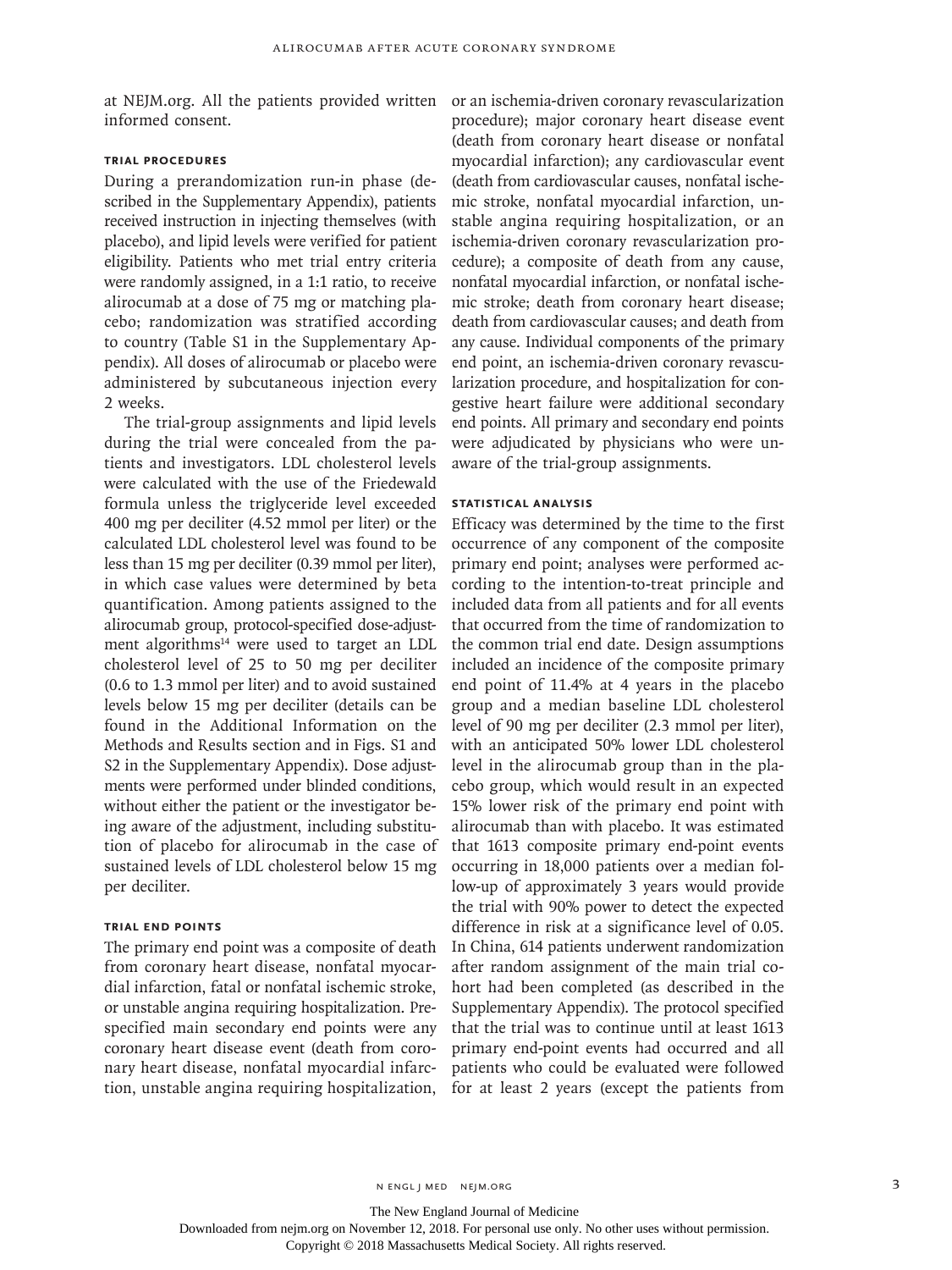at NEJM.org. All the patients provided written informed consent.

### Trial Procedures

During a prerandomization run-in phase (described in the Supplementary Appendix), patients received instruction in injecting themselves (with placebo), and lipid levels were verified for patient eligibility. Patients who met trial entry criteria were randomly assigned, in a 1:1 ratio, to receive alirocumab at a dose of 75 mg or matching placebo; randomization was stratified according to country (Table S1 in the Supplementary Appendix). All doses of alirocumab or placebo were administered by subcutaneous injection every 2 weeks.

The trial-group assignments and lipid levels during the trial were concealed from the patients and investigators. LDL cholesterol levels were calculated with the use of the Friedewald formula unless the triglyceride level exceeded 400 mg per deciliter (4.52 mmol per liter) or the calculated LDL cholesterol level was found to be less than 15 mg per deciliter (0.39 mmol per liter), in which case values were determined by beta quantification. Among patients assigned to the alirocumab group, protocol-specified dose-adjustment algorithms[14] were used to target an LDL cholesterol level of 25 to 50 mg per deciliter (0.6 to 1.3 mmol per liter) and to avoid sustained levels below 15 mg per deciliter (details can be found in the Additional Information on the Methods and Results section and in Figs. S1 and S2 in the Supplementary Appendix). Dose adjustments were performed under blinded conditions, without either the patient or the investigator being aware of the adjustment, including substitution of placebo for alirocumab in the case of sustained levels of LDL cholesterol below 15 mg per deciliter.

### Trial End Points

The primary end point was a composite of death from coronary heart disease, nonfatal myocardial infarction, fatal or nonfatal ischemic stroke, or unstable angina requiring hospitalization. Prespecified main secondary end points were any coronary heart disease event (death from coronary heart disease, nonfatal myocardial infarction, unstable angina requiring hospitalization, or an ischemia-driven coronary revascularization procedure); major coronary heart disease event (death from coronary heart disease or nonfatal myocardial infarction); any cardiovascular event (death from cardiovascular causes, nonfatal ischemic stroke, nonfatal myocardial infarction, unstable angina requiring hospitalization, or an ischemia-driven coronary revascularization procedure); a composite of death from any cause, nonfatal myocardial infarction, or nonfatal ischemic stroke; death from coronary heart disease; death from cardiovascular causes; and death from any cause. Individual components of the primary end point, an ischemia-driven coronary revascularization procedure, and hospitalization for congestive heart failure were additional secondary end points. All primary and secondary end points were adjudicated by physicians who were unaware of the trial-group assignments.

### Statistical Analysis

Efficacy was determined by the time to the first occurrence of any component of the composite primary end point; analyses were performed according to the intention-to-treat principle and included data from all patients and for all events that occurred from the time of randomization to the common trial end date. Design assumptions included an incidence of the composite primary end point of 11.4% at 4 years in the placebo group and a median baseline LDL cholesterol level of 90 mg per deciliter (2.3 mmol per liter), with an anticipated 50% lower LDL cholesterol level in the alirocumab group than in the placebo group, which would result in an expected 15% lower risk of the primary end point with alirocumab than with placebo. It was estimated that 1613 composite primary end-point events occurring in 18,000 patients over a median follow-up of approximately 3 years would provide the trial with 90% power to detect the expected difference in risk at a significance level of 0.05. In China, 614 patients underwent randomization after random assignment of the main trial cohort had been completed (as described in the Supplementary Appendix). The protocol specified that the trial was to continue until at least 1613 primary end-point events had occurred and all patients who could be evaluated were followed for at least 2 years (except the patients from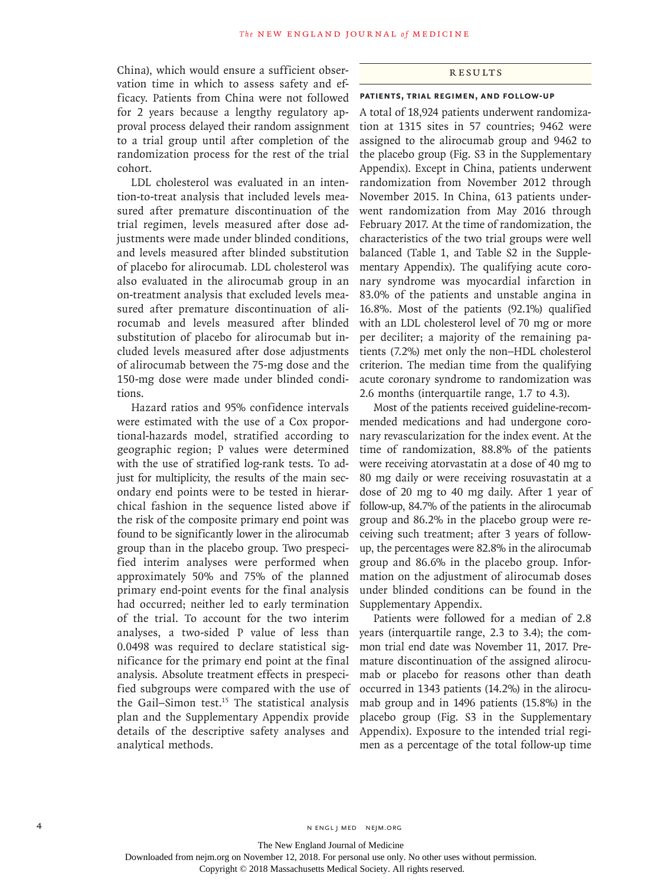China), which would ensure a sufficient observation time in which to assess safety and efficacy. Patients from China were not followed for 2 years because a lengthy regulatory approval process delayed their random assignment to a trial group until after completion of the randomization process for the rest of the trial cohort.

LDL cholesterol was evaluated in an intention-to-treat analysis that included levels measured after premature discontinuation of the trial regimen, levels measured after dose adjustments were made under blinded conditions, and levels measured after blinded substitution of placebo for alirocumab. LDL cholesterol was also evaluated in the alirocumab group in an on-treatment analysis that excluded levels measured after premature discontinuation of alirocumab and levels measured after blinded substitution of placebo for alirocumab but included levels measured after dose adjustments of alirocumab between the 75-mg dose and the 150-mg dose were made under blinded conditions.

Hazard ratios and 95% confidence intervals were estimated with the use of a Cox proportional-hazards model, stratified according to geographic region; P values were determined with the use of stratified log-rank tests. To adjust for multiplicity, the results of the main secondary end points were to be tested in hierarchical fashion in the sequence listed above if the risk of the composite primary end point was found to be significantly lower in the alirocumab group than in the placebo group. Two prespecified interim analyses were performed when approximately 50% and 75% of the planned primary end-point events for the final analysis had occurred; neither led to early termination of the trial. To account for the two interim analyses, a two-sided P value of less than 0.0498 was required to declare statistical significance for the primary end point at the final analysis. Absolute treatment effects in prespecified subgroups were compared with the use of the Gail–Simon test.[15] The statistical analysis plan and the Supplementary Appendix provide details of the descriptive safety analyses and analytical methods.

## Results

### Patients, Trial Regimen, and Follow-up

A total of 18,924 patients underwent randomization at 1315 sites in 57 countries; 9462 were assigned to the alirocumab group and 9462 to the placebo group (Fig. S3 in the Supplementary Appendix). Except in China, patients underwent randomization from November 2012 through November 2015. In China, 613 patients underwent randomization from May 2016 through February 2017. At the time of randomization, the characteristics of the two trial groups were well balanced (Table 1, and Table S2 in the Supplementary Appendix). The qualifying acute coronary syndrome was myocardial infarction in 83.0% of the patients and unstable angina in 16.8%. Most of the patients (92.1%) qualified with an LDL cholesterol level of 70 mg or more per deciliter; a majority of the remaining patients (7.2%) met only the non–HDL cholesterol criterion. The median time from the qualifying acute coronary syndrome to randomization was 2.6 months (interquartile range, 1.7 to 4.3).

Most of the patients received guideline-recommended medications and had undergone coronary revascularization for the index event. At the time of randomization, 88.8% of the patients were receiving atorvastatin at a dose of 40 mg to 80 mg daily or were receiving rosuvastatin at a dose of 20 mg to 40 mg daily. After 1 year of follow-up, 84.7% of the patients in the alirocumab group and 86.2% in the placebo group were receiving such treatment; after 3 years of follow-up, the percentages were 82.8% in the alirocumab group and 86.6% in the placebo group. Information on the adjustment of alirocumab doses under blinded conditions can be found in the Supplementary Appendix.

Patients were followed for a median of 2.8 years (interquartile range, 2.3 to 3.4); the common trial end date was November 11, 2017. Premature discontinuation of the assigned alirocumab or placebo for reasons other than death occurred in 1343 patients (14.2%) in the alirocumab group and in 1496 patients (15.8%) in the placebo group (Fig. S3 in the Supplementary Appendix). Exposure to the intended trial regimen as a percentage of the total follow-up time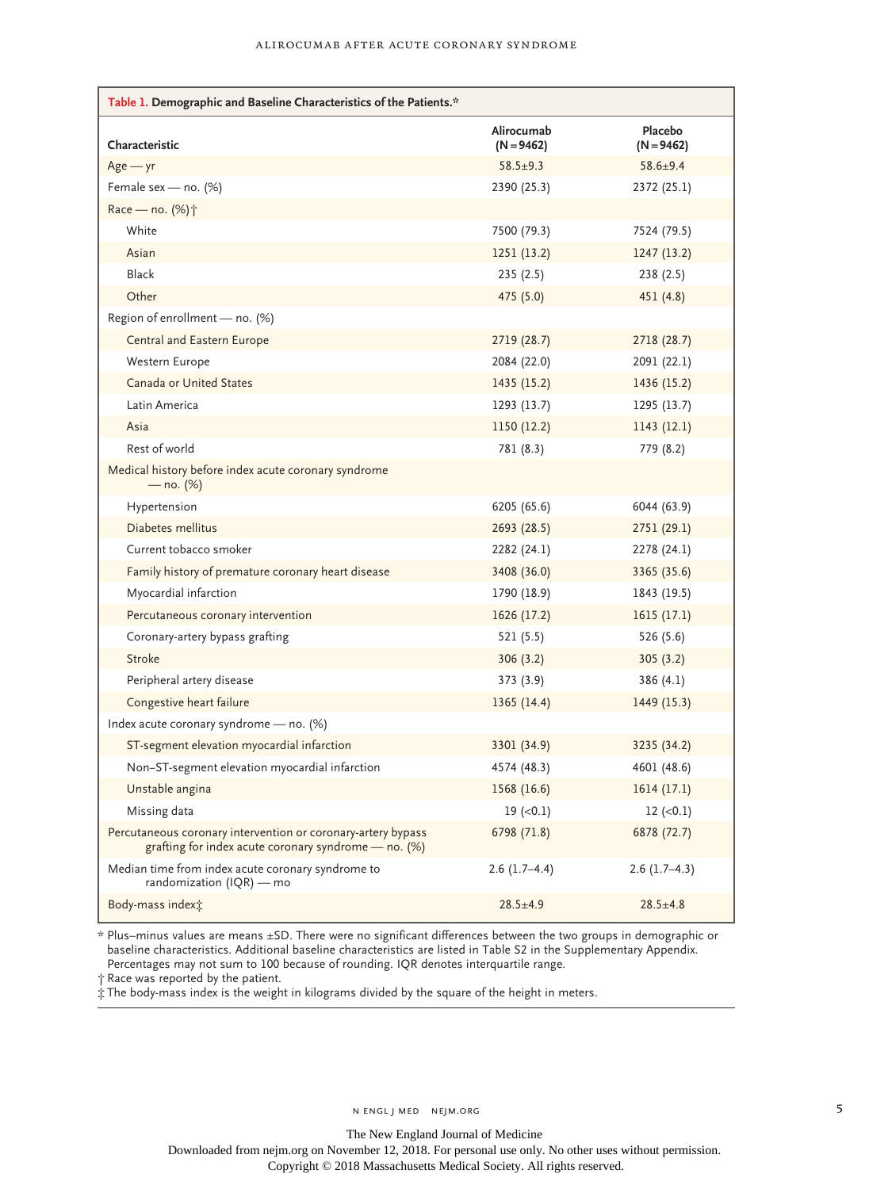**Table 1. Demographic and Baseline Characteristics of the Patients.***

| Characteristic | Alirocumab (N=9462) | Placebo (N=9462) |
|---|---|---|
| Age — yr | 58.5±9.3 | 58.6±9.4 |
| Female sex — no. (%) | 2390 (25.3) | 2372 (25.1) |
| Race — no. (%)† | | |
| White | 7500 (79.3) | 7524 (79.5) |
| Asian | 1251 (13.2) | 1247 (13.2) |
| Black | 235 (2.5) | 238 (2.5) |
| Other | 475 (5.0) | 451 (4.8) |
| Region of enrollment — no. (%) | | |
| Central and Eastern Europe | 2719 (28.7) | 2718 (28.7) |
| Western Europe | 2084 (22.0) | 2091 (22.1) |
| Canada or United States | 1435 (15.2) | 1436 (15.2) |
| Latin America | 1293 (13.7) | 1295 (13.7) |
| Asia | 1150 (12.2) | 1143 (12.1) |
| Rest of world | 781 (8.3) | 779 (8.2) |
| Medical history before index acute coronary syndrome — no. (%) | | |
| Hypertension | 6205 (65.6) | 6044 (63.9) |
| Diabetes mellitus | 2693 (28.5) | 2751 (29.1) |
| Current tobacco smoker | 2282 (24.1) | 2278 (24.1) |
| Family history of premature coronary heart disease | 3408 (36.0) | 3365 (35.6) |
| Myocardial infarction | 1790 (18.9) | 1843 (19.5) |
| Percutaneous coronary intervention | 1626 (17.2) | 1615 (17.1) |
| Coronary-artery bypass grafting | 521 (5.5) | 526 (5.6) |
| Stroke | 306 (3.2) | 305 (3.2) |
| Peripheral artery disease | 373 (3.9) | 386 (4.1) |
| Congestive heart failure | 1365 (14.4) | 1449 (15.3) |
| Index acute coronary syndrome — no. (%) | | |
| ST-segment elevation myocardial infarction | 3301 (34.9) | 3235 (34.2) |
| Non–ST-segment elevation myocardial infarction | 4574 (48.3) | 4601 (48.6) |
| Unstable angina | 1568 (16.6) | 1614 (17.1) |
| Missing data | 19 (<0.1) | 12 (<0.1) |
| Percutaneous coronary intervention or coronary-artery bypass grafting for index acute coronary syndrome — no. (%) | 6798 (71.8) | 6878 (72.7) |
| Median time from index acute coronary syndrome to randomization (IQR) — mo | 2.6 (1.7–4.4) | 2.6 (1.7–4.3) |
| Body-mass index‡ | 28.5±4.9 | 28.5±4.8 |

\* Plus–minus values are means ±SD. There were no significant differences between the two groups in demographic or baseline characteristics. Additional baseline characteristics are listed in Table S2 in the Supplementary Appendix. Percentages may not sum to 100 because of rounding. IQR denotes interquartile range.

† Race was reported by the patient.

‡ The body-mass index is the weight in kilograms divided by the square of the height in meters.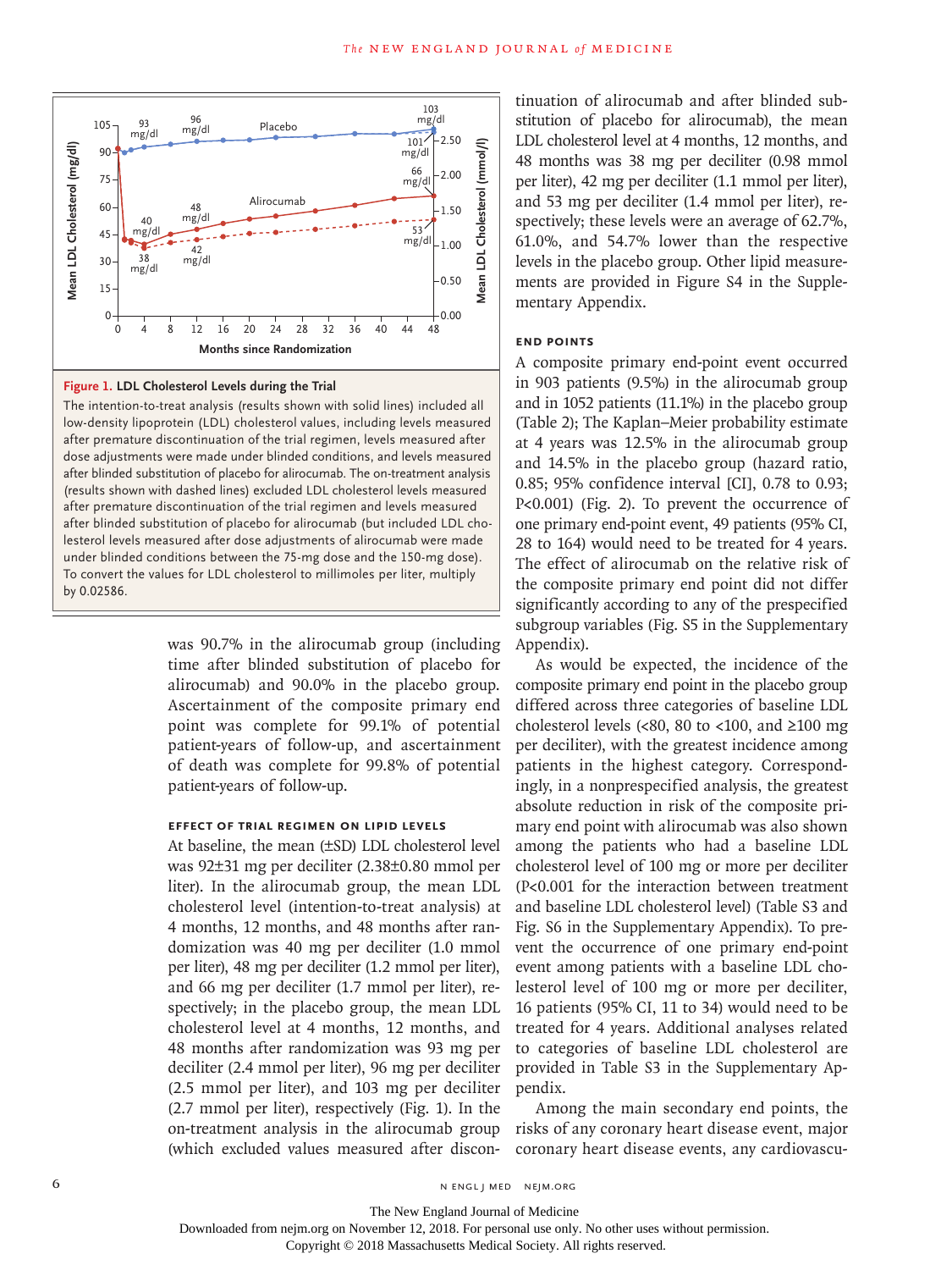Figure 1. LDL Cholesterol Levels during the Trial

The intention-to-treat analysis (results shown with solid lines) included all low-density lipoprotein (LDL) cholesterol values, including levels measured after premature discontinuation of the trial regimen, levels measured after dose adjustments were made under blinded conditions, and levels measured after blinded substitution of placebo for alirocumab. The on-treatment analysis (results shown with dashed lines) excluded LDL cholesterol levels measured after premature discontinuation of the trial regimen and levels measured after blinded substitution of placebo for alirocumab (but included LDL cholesterol levels measured after dose adjustments of alirocumab were made under blinded conditions between the 75-mg dose and the 150-mg dose). To convert the values for LDL cholesterol to millimoles per liter, multiply by 0.02586.

was 90.7% in the alirocumab group (including time after blinded substitution of placebo for alirocumab) and 90.0% in the placebo group. Ascertainment of the composite primary end point was complete for 99.1% of potential patient-years of follow-up, and ascertainment of death was complete for 99.8% of potential patient-years of follow-up.

### Effect of Trial Regimen on Lipid Levels

At baseline, the mean (±SD) LDL cholesterol level was 92±31 mg per deciliter (2.38±0.80 mmol per liter). In the alirocumab group, the mean LDL cholesterol level (intention-to-treat analysis) at 4 months, 12 months, and 48 months after randomization was 40 mg per deciliter (1.0 mmol per liter), 48 mg per deciliter (1.2 mmol per liter), and 66 mg per deciliter (1.7 mmol per liter), respectively; in the placebo group, the mean LDL cholesterol level at 4 months, 12 months, and 48 months after randomization was 93 mg per deciliter (2.4 mmol per liter), 96 mg per deciliter (2.5 mmol per liter), and 103 mg per deciliter (2.7 mmol per liter), respectively (Fig. 1). In the on-treatment analysis in the alirocumab group (which excluded values measured after discontinuation of alirocumab and after blinded substitution of placebo for alirocumab), the mean LDL cholesterol level at 4 months, 12 months, and 48 months was 38 mg per deciliter (0.98 mmol per liter), 42 mg per deciliter (1.1 mmol per liter), and 53 mg per deciliter (1.4 mmol per liter), respectively; these levels were an average of 62.7%, 61.0%, and 54.7% lower than the respective levels in the placebo group. Other lipid measurements are provided in Figure S4 in the Supplementary Appendix.

### End Points

A composite primary end-point event occurred in 903 patients (9.5%) in the alirocumab group and in 1052 patients (11.1%) in the placebo group (Table 2); The Kaplan–Meier probability estimate at 4 years was 12.5% in the alirocumab group and 14.5% in the placebo group (hazard ratio, 0.85; 95% confidence interval [CI], 0.78 to 0.93; $P<0.001$) (Fig. 2). To prevent the occurrence of one primary end-point event, 49 patients (95% CI, 28 to 164) would need to be treated for 4 years. The effect of alirocumab on the relative risk of the composite primary end point did not differ significantly according to any of the prespecified subgroup variables (Fig. S5 in the Supplementary Appendix).

As would be expected, the incidence of the composite primary end point in the placebo group differed across three categories of baseline LDL cholesterol levels (<80, 80 to <100, and ≥100 mg per deciliter), with the greatest incidence among patients in the highest category. Correspondingly, in a nonprespecified analysis, the greatest absolute reduction in risk of the composite primary end point with alirocumab was also shown among the patients who had a baseline LDL cholesterol level of 100 mg or more per deciliter ($P<0.001$ for the interaction between treatment and baseline LDL cholesterol level) (Table S3 and Fig. S6 in the Supplementary Appendix). To prevent the occurrence of one primary end-point event among patients with a baseline LDL cholesterol level of 100 mg or more per deciliter, 16 patients (95% CI, 11 to 34) would need to be treated for 4 years. Additional analyses related to categories of baseline LDL cholesterol are provided in Table S3 in the Supplementary Appendix.

Among the main secondary end points, the risks of any coronary heart disease event, major coronary heart disease events, any cardiovascu-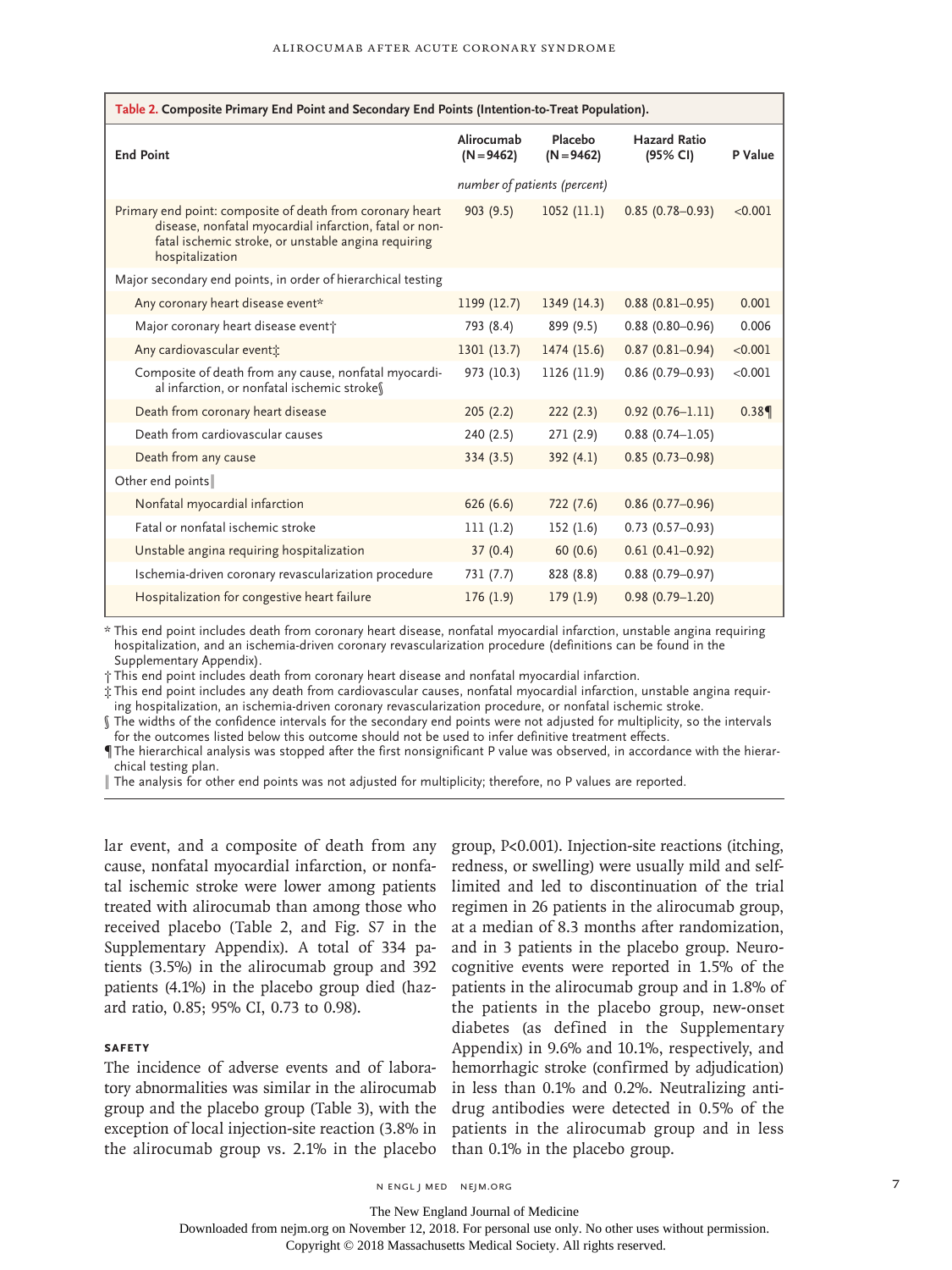**Table 2. Composite Primary End Point and Secondary End Points (Intention-to-Treat Population).**

| End Point | Alirocumab (N=9462) | Placebo (N=9462) | Hazard Ratio (95% CI) | P Value |
|---|---|---|---|---|
| | *number of patients (percent)* | | | |
| Primary end point: composite of death from coronary heart disease, nonfatal myocardial infarction, fatal or nonfatal ischemic stroke, or unstable angina requiring hospitalization | 903 (9.5) | 1052 (11.1) | 0.85 (0.78–0.93) | <0.001 |
| Major secondary end points, in order of hierarchical testing | | | | |
| Any coronary heart disease event* | 1199 (12.7) | 1349 (14.3) | 0.88 (0.81–0.95) | 0.001 |
| Major coronary heart disease event† | 793 (8.4) | 899 (9.5) | 0.88 (0.80–0.96) | 0.006 |
| Any cardiovascular event‡ | 1301 (13.7) | 1474 (15.6) | 0.87 (0.81–0.94) | <0.001 |
| Composite of death from any cause, nonfatal myocardial infarction, or nonfatal ischemic stroke§ | 973 (10.3) | 1126 (11.9) | 0.86 (0.79–0.93) | <0.001 |
| Death from coronary heart disease | 205 (2.2) | 222 (2.3) | 0.92 (0.76–1.11) | 0.38¶ |
| Death from cardiovascular causes | 240 (2.5) | 271 (2.9) | 0.88 (0.74–1.05) | |
| Death from any cause | 334 (3.5) | 392 (4.1) | 0.85 (0.73–0.98) | |
| Other end points‖ | | | | |
| Nonfatal myocardial infarction | 626 (6.6) | 722 (7.6) | 0.86 (0.77–0.96) | |
| Fatal or nonfatal ischemic stroke | 111 (1.2) | 152 (1.6) | 0.73 (0.57–0.93) | |
| Unstable angina requiring hospitalization | 37 (0.4) | 60 (0.6) | 0.61 (0.41–0.92) | |
| Ischemia-driven coronary revascularization procedure | 731 (7.7) | 828 (8.8) | 0.88 (0.79–0.97) | |
| Hospitalization for congestive heart failure | 176 (1.9) | 179 (1.9) | 0.98 (0.79–1.20) | |

\* This end point includes death from coronary heart disease, nonfatal myocardial infarction, unstable angina requiring hospitalization, and an ischemia-driven coronary revascularization procedure (definitions can be found in the Supplementary Appendix).

† This end point includes death from coronary heart disease and nonfatal myocardial infarction.

‡ This end point includes any death from cardiovascular causes, nonfatal myocardial infarction, unstable angina requiring hospitalization, an ischemia-driven coronary revascularization procedure, or nonfatal ischemic stroke.

§ The widths of the confidence intervals for the secondary end points were not adjusted for multiplicity, so the intervals for the outcomes listed below this outcome should not be used to infer definitive treatment effects.

¶ The hierarchical analysis was stopped after the first nonsignificant P value was observed, in accordance with the hierarchical testing plan.

‖ The analysis for other end points was not adjusted for multiplicity; therefore, no P values are reported.

lar event, and a composite of death from any cause, nonfatal myocardial infarction, or nonfatal ischemic stroke were lower among patients treated with alirocumab than among those who received placebo (Table 2, and Fig. S7 in the Supplementary Appendix). A total of 334 patients (3.5%) in the alirocumab group and 392 patients (4.1%) in the placebo group died (hazard ratio, 0.85; 95% CI, 0.73 to 0.98).

### SAFETY

The incidence of adverse events and of laboratory abnormalities was similar in the alirocumab group and the placebo group (Table 3), with the exception of local injection-site reaction (3.8% in the alirocumab group vs. 2.1% in the placebo group, P<0.001). Injection-site reactions (itching, redness, or swelling) were usually mild and self-limited and led to discontinuation of the trial regimen in 26 patients in the alirocumab group, at a median of 8.3 months after randomization, and in 3 patients in the placebo group. Neurocognitive events were reported in 1.5% of the patients in the alirocumab group and in 1.8% of the patients in the placebo group, new-onset diabetes (as defined in the Supplementary Appendix) in 9.6% and 10.1%, respectively, and hemorrhagic stroke (confirmed by adjudication) in less than 0.1% and 0.2%. Neutralizing antidrug antibodies were detected in 0.5% of the patients in the alirocumab group and in less than 0.1% in the placebo group.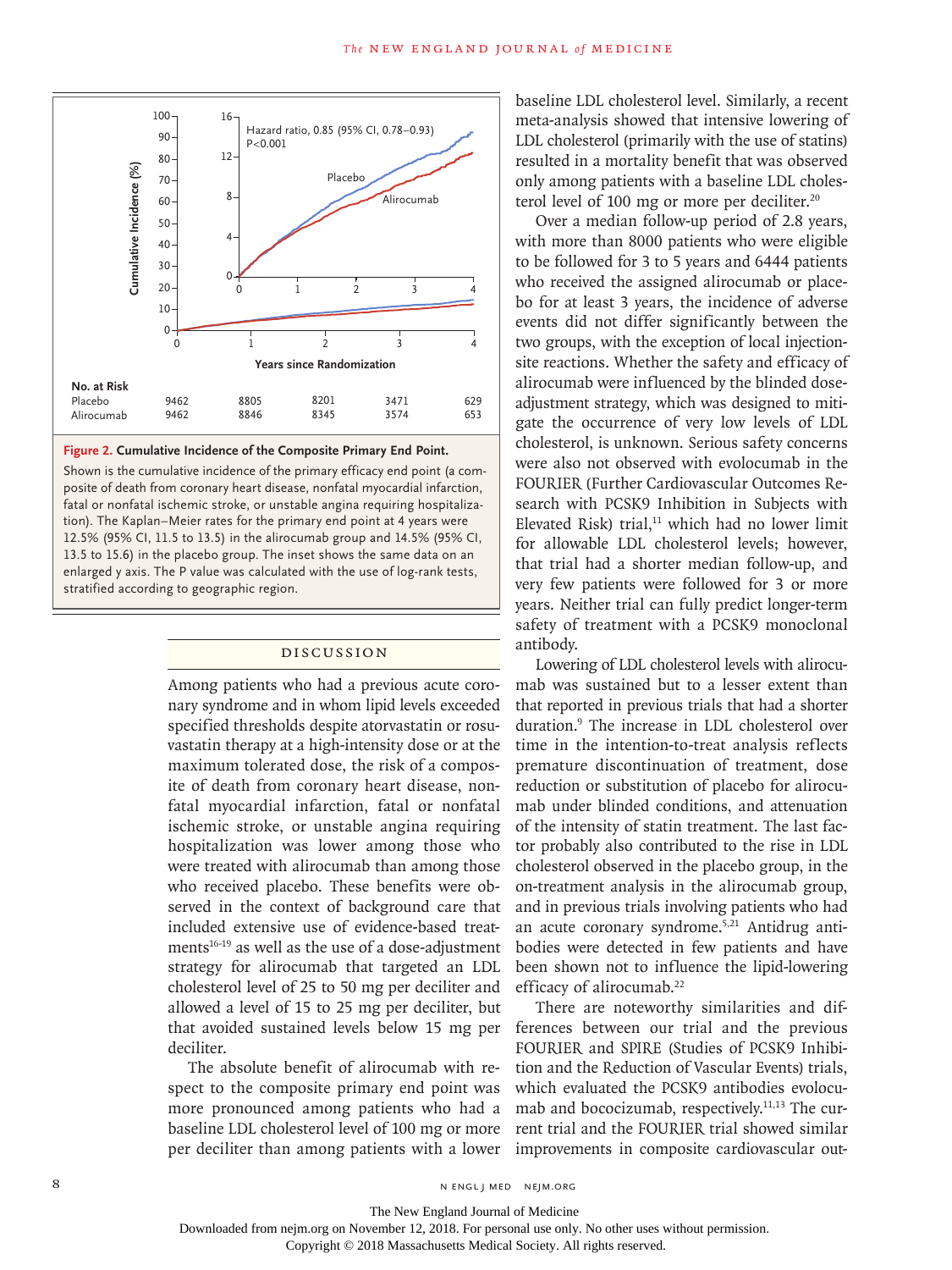| No. at Risk | 0 | 1 | 2 | 3 | 4 |
|---|---|---|---|---|---|
| Placebo | 9462 | 8805 | 8201 | 3471 | 629 |
| Alirocumab | 9462 | 8846 | 8345 | 3574 | 653 |

**Figure 2. Cumulative Incidence of the Composite Primary End Point.**

Shown is the cumulative incidence of the primary efficacy end point (a composite of death from coronary heart disease, nonfatal myocardial infarction, fatal or nonfatal ischemic stroke, or unstable angina requiring hospitalization). The Kaplan–Meier rates for the primary end point at 4 years were 12.5% (95% CI, 11.5 to 13.5) in the alirocumab group and 14.5% (95% CI, 13.5 to 15.6) in the placebo group. The inset shows the same data on an enlarged y axis. The P value was calculated with the use of log-rank tests, stratified according to geographic region.

## Discussion

Among patients who had a previous acute coronary syndrome and in whom lipid levels exceeded specified thresholds despite atorvastatin or rosuvastatin therapy at a high-intensity dose or at the maximum tolerated dose, the risk of a composite of death from coronary heart disease, nonfatal myocardial infarction, fatal or nonfatal ischemic stroke, or unstable angina requiring hospitalization was lower among those who were treated with alirocumab than among those who received placebo. These benefits were observed in the context of background care that included extensive use of evidence-based treatments[16-19] as well as the use of a dose-adjustment strategy for alirocumab that targeted an LDL cholesterol level of 25 to 50 mg per deciliter and allowed a level of 15 to 25 mg per deciliter, but that avoided sustained levels below 15 mg per deciliter.

The absolute benefit of alirocumab with respect to the composite primary end point was more pronounced among patients who had a baseline LDL cholesterol level of 100 mg or more per deciliter than among patients with a lower baseline LDL cholesterol level. Similarly, a recent meta-analysis showed that intensive lowering of LDL cholesterol (primarily with the use of statins) resulted in a mortality benefit that was observed only among patients with a baseline LDL cholesterol level of 100 mg or more per deciliter.[20]

Over a median follow-up period of 2.8 years, with more than 8000 patients who were eligible to be followed for 3 to 5 years and 6444 patients who received the assigned alirocumab or placebo for at least 3 years, the incidence of adverse events did not differ significantly between the two groups, with the exception of local injection-site reactions. Whether the safety and efficacy of alirocumab were influenced by the blinded dose-adjustment strategy, which was designed to mitigate the occurrence of very low levels of LDL cholesterol, is unknown. Serious safety concerns were also not observed with evolocumab in the FOURIER (Further Cardiovascular Outcomes Research with PCSK9 Inhibition in Subjects with Elevated Risk) trial,[11] which had no lower limit for allowable LDL cholesterol levels; however, that trial had a shorter median follow-up, and very few patients were followed for 3 or more years. Neither trial can fully predict longer-term safety of treatment with a PCSK9 monoclonal antibody.

Lowering of LDL cholesterol levels with alirocumab was sustained but to a lesser extent than that reported in previous trials that had a shorter duration.[9] The increase in LDL cholesterol over time in the intention-to-treat analysis reflects premature discontinuation of treatment, dose reduction or substitution of placebo for alirocumab under blinded conditions, and attenuation of the intensity of statin treatment. The last factor probably also contributed to the rise in LDL cholesterol observed in the placebo group, in the on-treatment analysis in the alirocumab group, and in previous trials involving patients who had an acute coronary syndrome.[5,21] Antidrug antibodies were detected in few patients and have been shown not to influence the lipid-lowering efficacy of alirocumab.[22]

There are noteworthy similarities and differences between our trial and the previous FOURIER and SPIRE (Studies of PCSK9 Inhibition and the Reduction of Vascular Events) trials, which evaluated the PCSK9 antibodies evolocumab and bococizumab, respectively.[11,13] The current trial and the FOURIER trial showed similar improvements in composite cardiovascular out-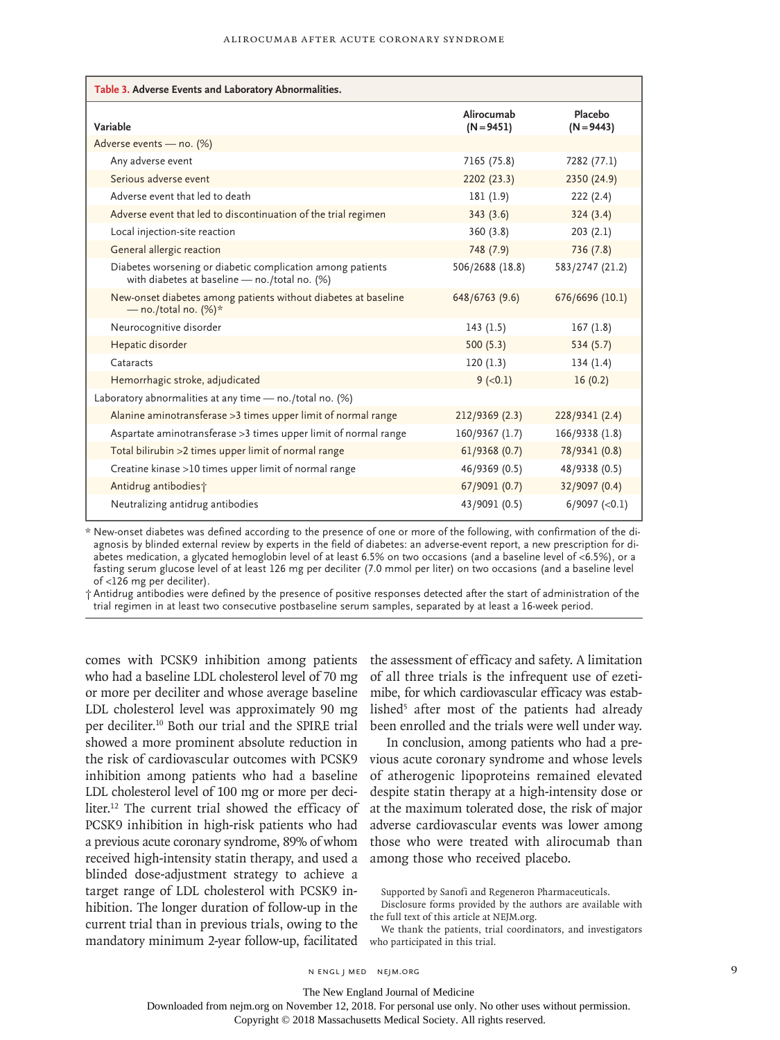**Table 3. Adverse Events and Laboratory Abnormalities.**

| Variable | Alirocumab (N=9451) | Placebo (N=9443) |
|---|---|---|
| Adverse events — no. (%) | | |
| Any adverse event | 7165 (75.8) | 7282 (77.1) |
| Serious adverse event | 2202 (23.3) | 2350 (24.9) |
| Adverse event that led to death | 181 (1.9) | 222 (2.4) |
| Adverse event that led to discontinuation of the trial regimen | 343 (3.6) | 324 (3.4) |
| Local injection-site reaction | 360 (3.8) | 203 (2.1) |
| General allergic reaction | 748 (7.9) | 736 (7.8) |
| Diabetes worsening or diabetic complication among patients with diabetes at baseline — no./total no. (%) | 506/2688 (18.8) | 583/2747 (21.2) |
| New-onset diabetes among patients without diabetes at baseline — no./total no. (%)* | 648/6763 (9.6) | 676/6696 (10.1) |
| Neurocognitive disorder | 143 (1.5) | 167 (1.8) |
| Hepatic disorder | 500 (5.3) | 534 (5.7) |
| Cataracts | 120 (1.3) | 134 (1.4) |
| Hemorrhagic stroke, adjudicated | 9 (<0.1) | 16 (0.2) |
| Laboratory abnormalities at any time — no./total no. (%) | | |
| Alanine aminotransferase >3 times upper limit of normal range | 212/9369 (2.3) | 228/9341 (2.4) |
| Aspartate aminotransferase >3 times upper limit of normal range | 160/9367 (1.7) | 166/9338 (1.8) |
| Total bilirubin >2 times upper limit of normal range | 61/9368 (0.7) | 78/9341 (0.8) |
| Creatine kinase >10 times upper limit of normal range | 46/9369 (0.5) | 48/9338 (0.5) |
| Antidrug antibodies† | 67/9091 (0.7) | 32/9097 (0.4) |
| Neutralizing antidrug antibodies | 43/9091 (0.5) | 6/9097 (<0.1) |

\* New-onset diabetes was defined according to the presence of one or more of the following, with confirmation of the diagnosis by blinded external review by experts in the field of diabetes: an adverse-event report, a new prescription for diabetes medication, a glycated hemoglobin level of at least 6.5% on two occasions (and a baseline level of <6.5%), or a fasting serum glucose level of at least 126 mg per deciliter (7.0 mmol per liter) on two occasions (and a baseline level of <126 mg per deciliter).

† Antidrug antibodies were defined by the presence of positive responses detected after the start of administration of the trial regimen in at least two consecutive postbaseline serum samples, separated by at least a 16-week period.

comes with PCSK9 inhibition among patients who had a baseline LDL cholesterol level of 70 mg or more per deciliter and whose average baseline LDL cholesterol level was approximately 90 mg per deciliter.[10] Both our trial and the SPIRE trial showed a more prominent absolute reduction in the risk of cardiovascular outcomes with PCSK9 inhibition among patients who had a baseline LDL cholesterol level of 100 mg or more per deciliter.[12] The current trial showed the efficacy of PCSK9 inhibition in high-risk patients who had a previous acute coronary syndrome, 89% of whom received high-intensity statin therapy, and used a blinded dose-adjustment strategy to achieve a target range of LDL cholesterol with PCSK9 inhibition. The longer duration of follow-up in the current trial than in previous trials, owing to the mandatory minimum 2-year follow-up, facilitated the assessment of efficacy and safety. A limitation of all three trials is the infrequent use of ezetimibe, for which cardiovascular efficacy was established[5] after most of the patients had already been enrolled and the trials were well under way.

In conclusion, among patients who had a previous acute coronary syndrome and whose levels of atherogenic lipoproteins remained elevated despite statin therapy at a high-intensity dose or at the maximum tolerated dose, the risk of major adverse cardiovascular events was lower among those who were treated with alirocumab than among those who received placebo.

Supported by Sanofi and Regeneron Pharmaceuticals.

Disclosure forms provided by the authors are available with the full text of this article at NEJM.org.

We thank the patients, trial coordinators, and investigators who participated in this trial.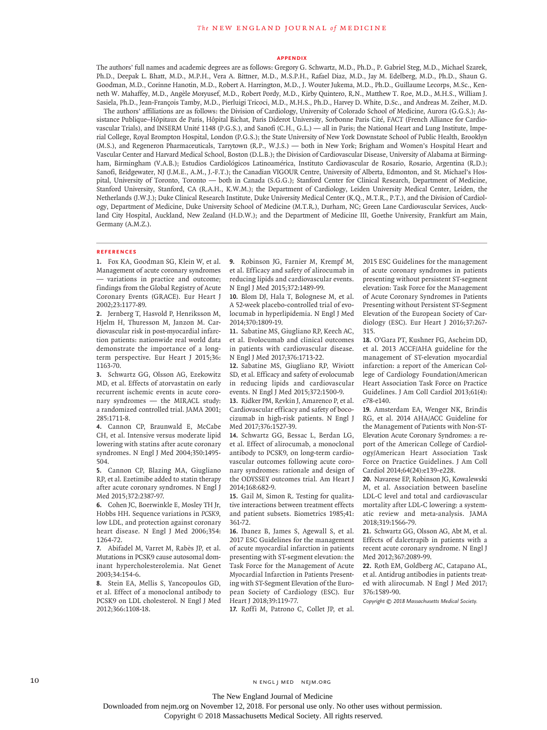## APPENDIX

The authors' full names and academic degrees are as follows: Gregory G. Schwartz, M.D., Ph.D., P. Gabriel Steg, M.D., Michael Szarek, Ph.D., Deepak L. Bhatt, M.D., M.P.H., Vera A. Bittner, M.D., M.S.P.H., Rafael Diaz, M.D., Jay M. Edelberg, M.D., Ph.D., Shaun G. Goodman, M.D., Corinne Hanotin, M.D., Robert A. Harrington, M.D., J. Wouter Jukema, M.D., Ph.D., Guillaume Lecorps, M.Sc., Kenneth W. Mahaffey, M.D., Angèle Moryusef, M.D., Robert Pordy, M.D., Kirby Quintero, R.N., Matthew T. Roe, M.D., M.H.S., William J. Sasiela, Ph.D., Jean-François Tamby, M.D., Pierluigi Tricoci, M.D., M.H.S., Ph.D., Harvey D. White, D.Sc., and Andreas M. Zeiher, M.D.

The authors' affiliations are as follows: the Division of Cardiology, University of Colorado School of Medicine, Aurora (G.G.S.); Assistance Publique–Hôpitaux de Paris, Hôpital Bichat, Paris Diderot University, Sorbonne Paris Cité, FACT (French Alliance for Cardiovascular Trials), and INSERM Unité 1148 (P.G.S.), and Sanofi (C.H., G.L.) — all in Paris; the National Heart and Lung Institute, Imperial College, Royal Brompton Hospital, London (P.G.S.); the State University of New York Downstate School of Public Health, Brooklyn (M.S.), and Regeneron Pharmaceuticals, Tarrytown (R.P., W.J.S.) — both in New York; Brigham and Women's Hospital Heart and Vascular Center and Harvard Medical School, Boston (D.L.B.); the Division of Cardiovascular Disease, University of Alabama at Birmingham, Birmingham (V.A.B.); Estudios Cardiológicos Latinoamérica, Instituto Cardiovascular de Rosario, Rosario, Argentina (R.D.); Sanofi, Bridgewater, NJ (J.M.E., A.M., J.-F.T.); the Canadian VIGOUR Centre, University of Alberta, Edmonton, and St. Michael's Hospital, University of Toronto, Toronto — both in Canada (S.G.G.); Stanford Center for Clinical Research, Department of Medicine, Stanford University, Stanford, CA (R.A.H., K.W.M.); the Department of Cardiology, Leiden University Medical Center, Leiden, the Netherlands (J.W.J.); Duke Clinical Research Institute, Duke University Medical Center (K.Q., M.T.R., P.T.), and the Division of Cardiology, Department of Medicine, Duke University School of Medicine (M.T.R.), Durham, NC; Green Lane Cardiovascular Services, Auckland City Hospital, Auckland, New Zealand (H.D.W.); and the Department of Medicine III, Goethe University, Frankfurt am Main, Germany (A.M.Z.).

## REFERENCES

1. Fox KA, Goodman SG, Klein W, et al. Management of acute coronary syndromes — variations in practice and outcome; findings from the Global Registry of Acute Coronary Events (GRACE). Eur Heart J 2002;23:1177-89.
2. Jernberg T, Hasvold P, Henriksson M, Hjelm H, Thuresson M, Janzon M. Cardiovascular risk in post-myocardial infarction patients: nationwide real world data demonstrate the importance of a long-term perspective. Eur Heart J 2015;36:1163-70.
3. Schwartz GG, Olsson AG, Ezekowitz MD, et al. Effects of atorvastatin on early recurrent ischemic events in acute coronary syndromes — the MIRACL study: a randomized controlled trial. JAMA 2001;285:1711-8.
4. Cannon CP, Braunwald E, McCabe CH, et al. Intensive versus moderate lipid lowering with statins after acute coronary syndromes. N Engl J Med 2004;350:1495-504.
5. Cannon CP, Blazing MA, Giugliano RP, et al. Ezetimibe added to statin therapy after acute coronary syndromes. N Engl J Med 2015;372:2387-97.
6. Cohen JC, Boerwinkle E, Mosley TH Jr, Hobbs HH. Sequence variations in *PCSK9*, low LDL, and protection against coronary heart disease. N Engl J Med 2006;354:1264-72.
7. Abifadel M, Varret M, Rabès JP, et al. Mutations in PCSK9 cause autosomal dominant hypercholesterolemia. Nat Genet 2003;34:154-6.
8. Stein EA, Mellis S, Yancopoulos GD, et al. Effect of a monoclonal antibody to PCSK9 on LDL cholesterol. N Engl J Med 2012;366:1108-18.
9. Robinson JG, Farnier M, Krempf M, et al. Efficacy and safety of alirocumab in reducing lipids and cardiovascular events. N Engl J Med 2015;372:1489-99.
10. Blom DJ, Hala T, Bolognese M, et al. A 52-week placebo-controlled trial of evolocumab in hyperlipidemia. N Engl J Med 2014;370:1809-19.
11. Sabatine MS, Giugliano RP, Keech AC, et al. Evolocumab and clinical outcomes in patients with cardiovascular disease. N Engl J Med 2017;376:1713-22.
12. Sabatine MS, Giugliano RP, Wiviott SD, et al. Efficacy and safety of evolocumab in reducing lipids and cardiovascular events. N Engl J Med 2015;372:1500-9.
13. Ridker PM, Revkin J, Amarenco P, et al. Cardiovascular efficacy and safety of bococizumab in high-risk patients. N Engl J Med 2017;376:1527-39.
14. Schwartz GG, Bessac L, Berdan LG, et al. Effect of alirocumab, a monoclonal antibody to PCSK9, on long-term cardiovascular outcomes following acute coronary syndromes: rationale and design of the ODYSSEY outcomes trial. Am Heart J 2014;168:682-9.
15. Gail M, Simon R. Testing for qualitative interactions between treatment effects and patient subsets. Biometrics 1985;41:361-72.
16. Ibanez B, James S, Agewall S, et al. 2017 ESC Guidelines for the management of acute myocardial infarction in patients presenting with ST-segment elevation: the Task Force for the Management of Acute Myocardial Infarction in Patients Presenting with ST-Segment Elevation of the European Society of Cardiology (ESC). Eur Heart J 2018;39:119-77.
17. Roffi M, Patrono C, Collet JP, et al. 2015 ESC Guidelines for the management of acute coronary syndromes in patients presenting without persistent ST-segment elevation: Task Force for the Management of Acute Coronary Syndromes in Patients Presenting without Persistent ST-Segment Elevation of the European Society of Cardiology (ESC). Eur Heart J 2016;37:267-315.
18. O'Gara PT, Kushner FG, Ascheim DD, et al. 2013 ACCF/AHA guideline for the management of ST-elevation myocardial infarction: a report of the American College of Cardiology Foundation/American Heart Association Task Force on Practice Guidelines. J Am Coll Cardiol 2013;61(4):e78-e140.
19. Amsterdam EA, Wenger NK, Brindis RG, et al. 2014 AHA/ACC Guideline for the Management of Patients with Non-ST-Elevation Acute Coronary Syndromes: a report of the American College of Cardiology/American Heart Association Task Force on Practice Guidelines. J Am Coll Cardiol 2014;64(24):e139-e228.
20. Navarese EP, Robinson JG, Kowalewski M, et al. Association between baseline LDL-C level and total and cardiovascular mortality after LDL-C lowering: a systematic review and meta-analysis. JAMA 2018;319:1566-79.
21. Schwartz GG, Olsson AG, Abt M, et al. Effects of dalcetrapib in patients with a recent acute coronary syndrome. N Engl J Med 2012;367:2089-99.
22. Roth EM, Goldberg AC, Catapano AL, et al. Antidrug antibodies in patients treated with alirocumab. N Engl J Med 2017;376:1589-90.

*Copyright © 2018 Massachusetts Medical Society.*